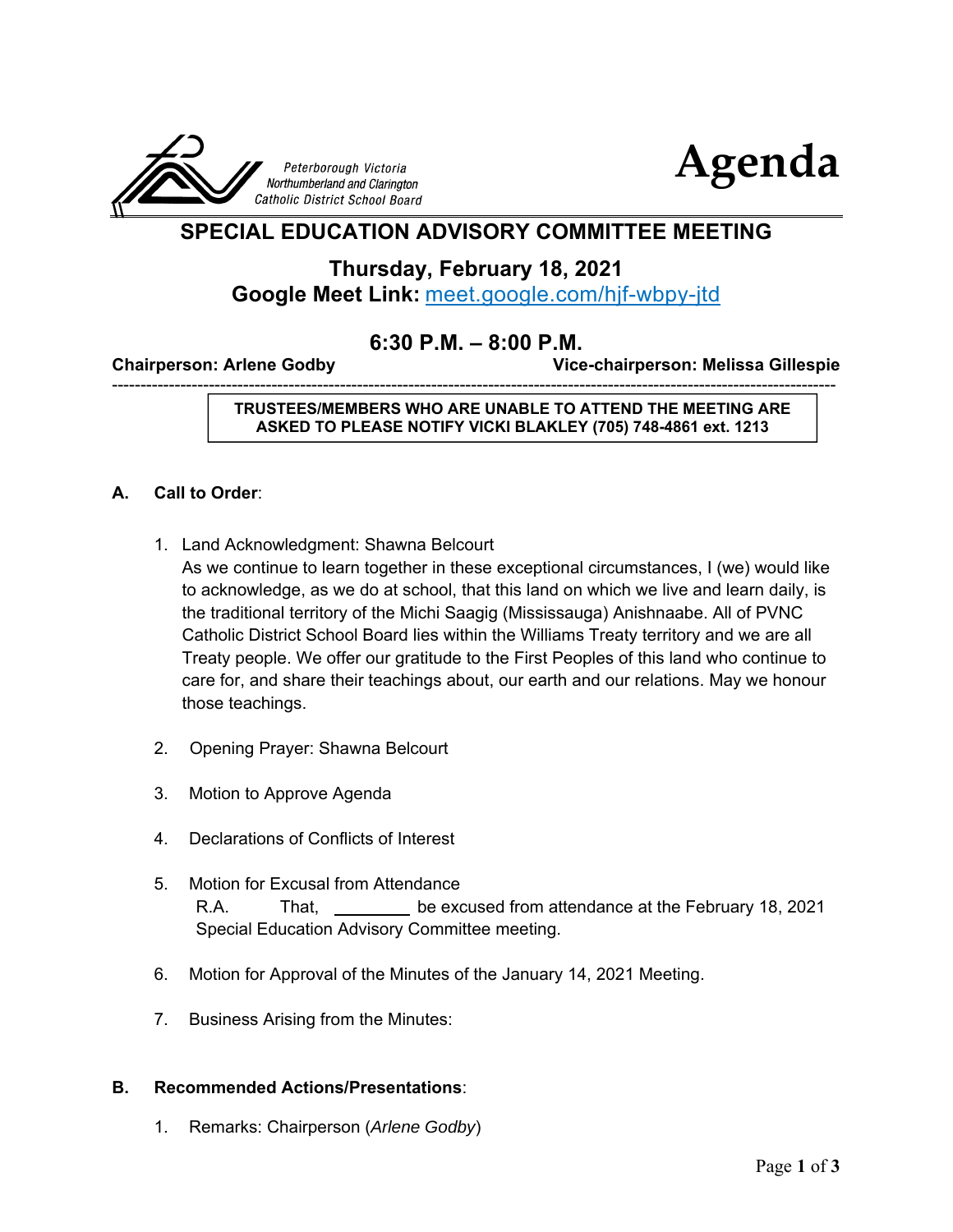Peterborough Victoria Northumberland and Clarington Catholic District School Board

# Agenda

## SPECIAL EDUCATION ADVISORY COMMITTEE MEETING

### Thursday, February 18, 2021

### Google Meet Link: [meet.google.com/hjf-wbpy-jtd](meet.google.com/hjf-wbpy-jtd)

### 6:30 P.M. – 8:00 P.M.

**Chairperson: Arlene Godby** | **Vice-chairperson: Melissa Gillespie**

---

**TRUSTEES/MEMBERS WHO ARE UNABLE TO ATTEND THE MEETING ARE ASKED TO PLEASE NOTIFY VICKI BLAKLEY (705) 748-4861 ext. 1213**

**A. Call to Order**:

1. Land Acknowledgment: Shawna Belcourt
   As we continue to learn together in these exceptional circumstances, I (we) would like to acknowledge, as we do at school, that this land on which we live and learn daily, is the traditional territory of the Michi Saagig (Mississauga) Anishnaabe. All of PVNC Catholic District School Board lies within the Williams Treaty territory and we are all Treaty people. We offer our gratitude to the First Peoples of this land who continue to care for, and share their teachings about, our earth and our relations. May we honour those teachings.

2. Opening Prayer: Shawna Belcourt

3. Motion to Approve Agenda

4. Declarations of Conflicts of Interest

5. Motion for Excusal from Attendance
   R.A. That, ________ be excused from attendance at the February 18, 2021 Special Education Advisory Committee meeting.

6. Motion for Approval of the Minutes of the January 14, 2021 Meeting.

7. Business Arising from the Minutes:

**B. Recommended Actions/Presentations**:

1. Remarks: Chairperson (*Arlene Godby*)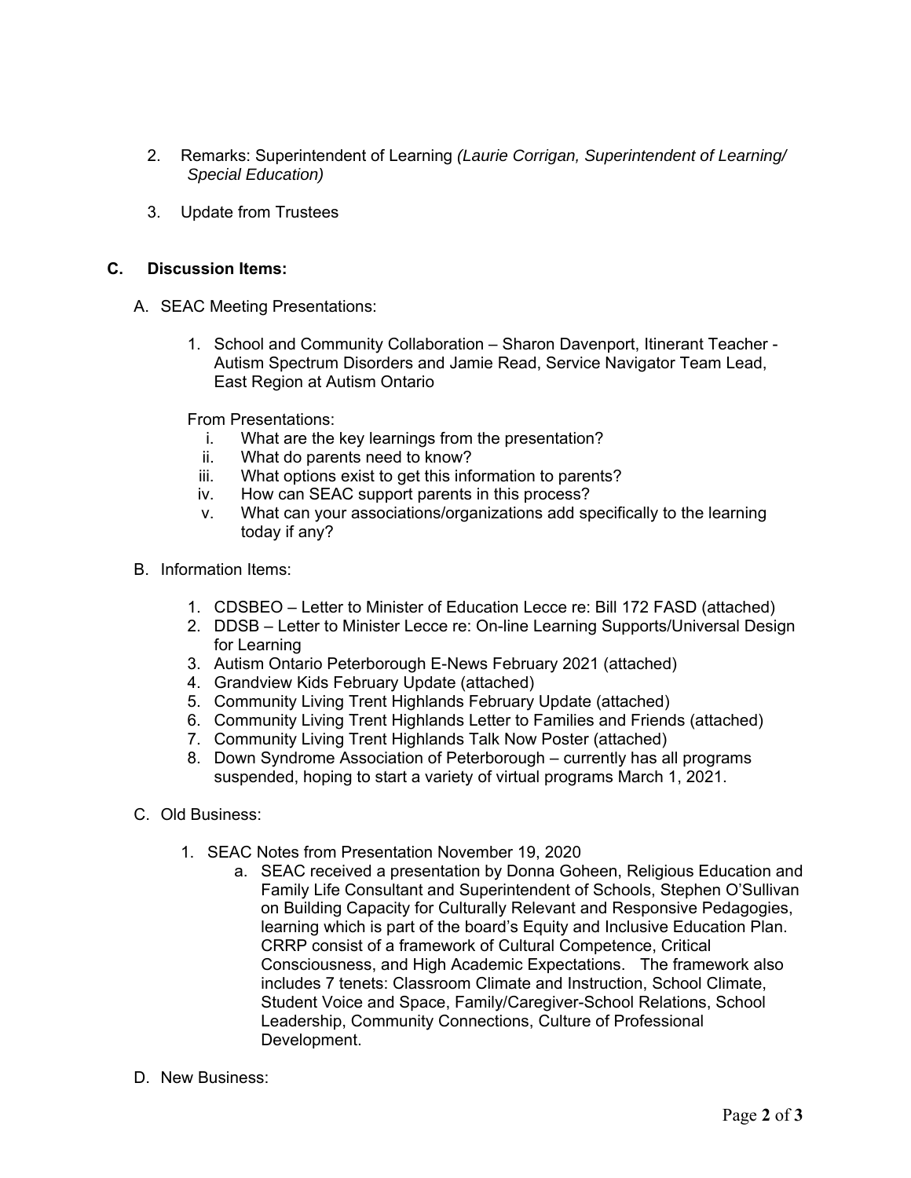2. Remarks: Superintendent of Learning *(Laurie Corrigan, Superintendent of Learning/ Special Education)*

3. Update from Trustees

## C. Discussion Items:

A. SEAC Meeting Presentations:

   1. School and Community Collaboration – Sharon Davenport, Itinerant Teacher - Autism Spectrum Disorders and Jamie Read, Service Navigator Team Lead, East Region at Autism Ontario

   From Presentations:

   i. What are the key learnings from the presentation?
   ii. What do parents need to know?
   iii. What options exist to get this information to parents?
   iv. How can SEAC support parents in this process?
   v. What can your associations/organizations add specifically to the learning today if any?

B. Information Items:

   1. CDSBEO – Letter to Minister of Education Lecce re: Bill 172 FASD (attached)
   2. DDSB – Letter to Minister Lecce re: On-line Learning Supports/Universal Design for Learning
   3. Autism Ontario Peterborough E-News February 2021 (attached)
   4. Grandview Kids February Update (attached)
   5. Community Living Trent Highlands February Update (attached)
   6. Community Living Trent Highlands Letter to Families and Friends (attached)
   7. Community Living Trent Highlands Talk Now Poster (attached)
   8. Down Syndrome Association of Peterborough – currently has all programs suspended, hoping to start a variety of virtual programs March 1, 2021.

C. Old Business:

   1. SEAC Notes from Presentation November 19, 2020
      a. SEAC received a presentation by Donna Goheen, Religious Education and Family Life Consultant and Superintendent of Schools, Stephen O'Sullivan on Building Capacity for Culturally Relevant and Responsive Pedagogies, learning which is part of the board's Equity and Inclusive Education Plan. CRRP consist of a framework of Cultural Competence, Critical Consciousness, and High Academic Expectations. The framework also includes 7 tenets: Classroom Climate and Instruction, School Climate, Student Voice and Space, Family/Caregiver-School Relations, School Leadership, Community Connections, Culture of Professional Development.

D. New Business: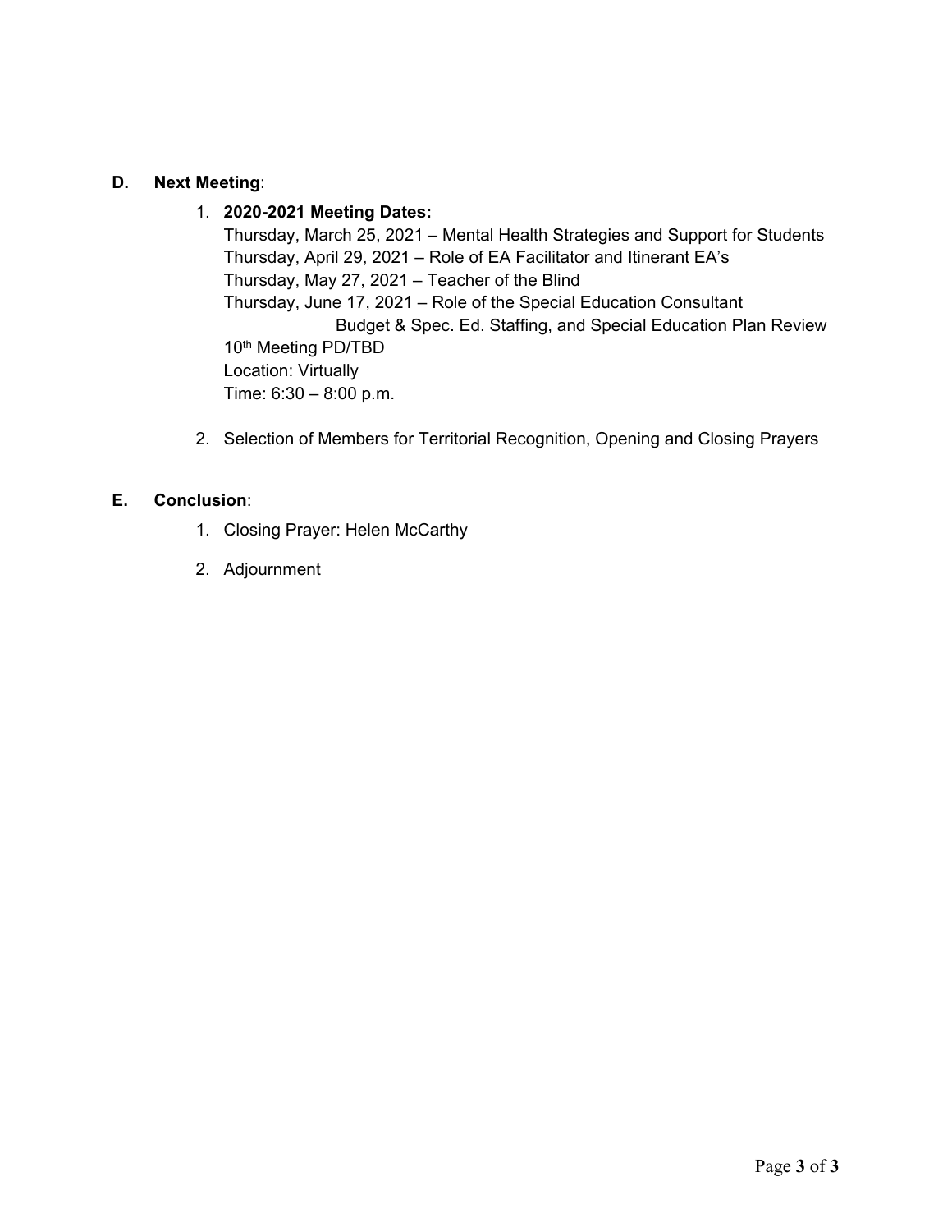**D. Next Meeting**:

1. **2020-2021 Meeting Dates:**
   Thursday, March 25, 2021 – Mental Health Strategies and Support for Students
   Thursday, April 29, 2021 – Role of EA Facilitator and Itinerant EA's
   Thursday, May 27, 2021 – Teacher of the Blind
   Thursday, June 17, 2021 – Role of the Special Education Consultant
   Budget & Spec. Ed. Staffing, and Special Education Plan Review
   10th Meeting PD/TBD
   Location: Virtually
   Time: 6:30 – 8:00 p.m.

2. Selection of Members for Territorial Recognition, Opening and Closing Prayers

**E. Conclusion**:

1. Closing Prayer: Helen McCarthy
2. Adjournment